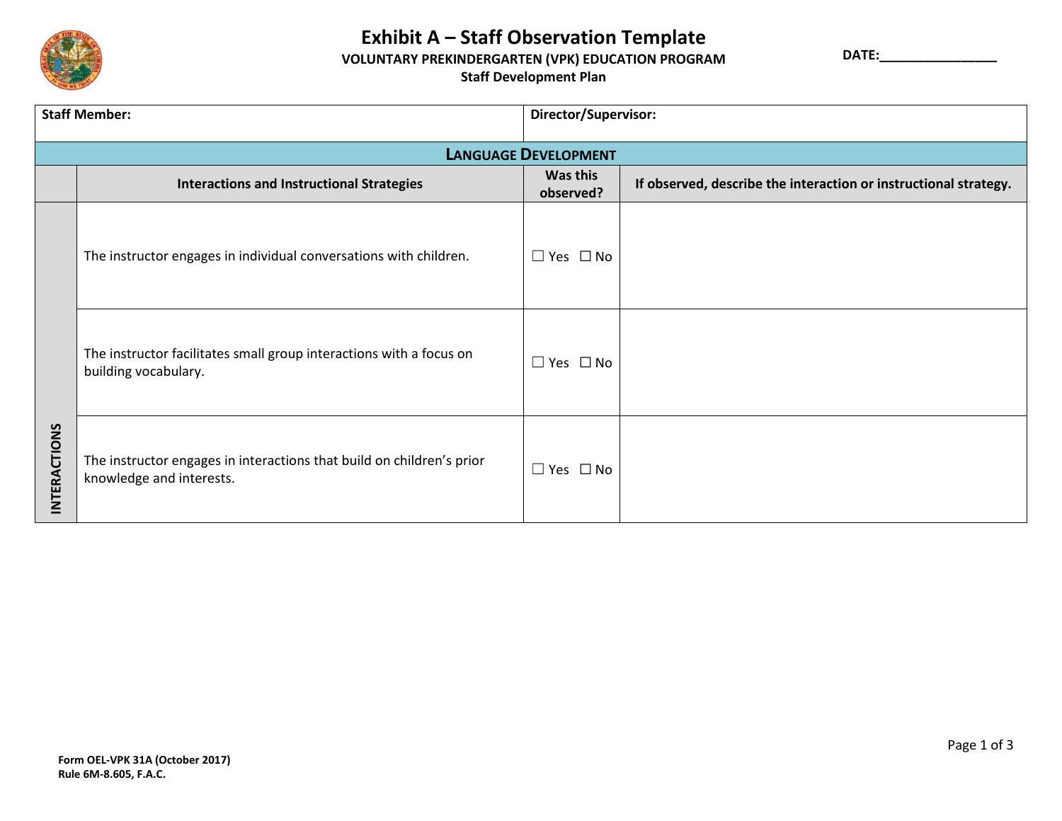# Exhibit A – Staff Observation Template

**VOLUNTARY PREKINDERGARTEN (VPK) EDUCATION PROGRAM**

**Staff Development Plan**

**DATE:**________________

| **Staff Member:** | | **Director/Supervisor:** | |
|---|---|---|---|
| **LANGUAGE DEVELOPMENT** | | | |
| | **Interactions and Instructional Strategies** | **Was this observed?** | **If observed, describe the interaction or instructional strategy.** |
| **INTERACTIONS** | The instructor engages in individual conversations with children. | ☐ Yes ☐ No | |
| | The instructor facilitates small group interactions with a focus on building vocabulary. | ☐ Yes ☐ No | |
| | The instructor engages in interactions that build on children's prior knowledge and interests. | ☐ Yes ☐ No | |

**Form OEL-VPK 31A (October 2017)**
**Rule 6M-8.605, F.A.C.**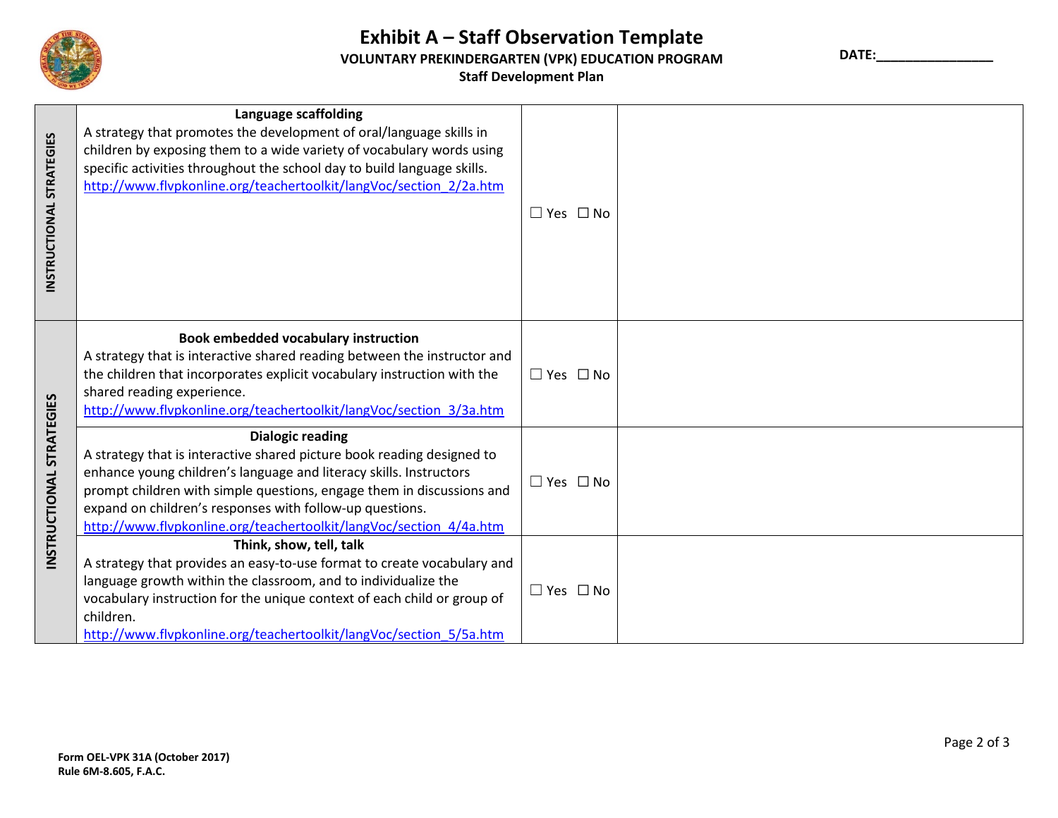# Exhibit A – Staff Observation Template

**VOLUNTARY PREKINDERGARTEN (VPK) EDUCATION PROGRAM**

**Staff Development Plan**

**DATE:________________**

| | | | |
|---|---|---|---|
| **INSTRUCTIONAL STRATEGIES** | **Language scaffolding**<br>A strategy that promotes the development of oral/language skills in children by exposing them to a wide variety of vocabulary words using specific activities throughout the school day to build language skills.<br>http://www.flvpkonline.org/teachertoolkit/langVoc/section_2/2a.htm | ☐ Yes ☐ No | |
| **INSTRUCTIONAL STRATEGIES** | **Book embedded vocabulary instruction**<br>A strategy that is interactive shared reading between the instructor and the children that incorporates explicit vocabulary instruction with the shared reading experience.<br>http://www.flvpkonline.org/teachertoolkit/langVoc/section_3/3a.htm | ☐ Yes ☐ No | |
| | **Dialogic reading**<br>A strategy that is interactive shared picture book reading designed to enhance young children's language and literacy skills. Instructors prompt children with simple questions, engage them in discussions and expand on children's responses with follow-up questions.<br>http://www.flvpkonline.org/teachertoolkit/langVoc/section_4/4a.htm | ☐ Yes ☐ No | |
| | **Think, show, tell, talk**<br>A strategy that provides an easy-to-use format to create vocabulary and language growth within the classroom, and to individualize the vocabulary instruction for the unique context of each child or group of children.<br>http://www.flvpkonline.org/teachertoolkit/langVoc/section_5/5a.htm | ☐ Yes ☐ No | |

**Form OEL-VPK 31A (October 2017)**
**Rule 6M-8.605, F.A.C.**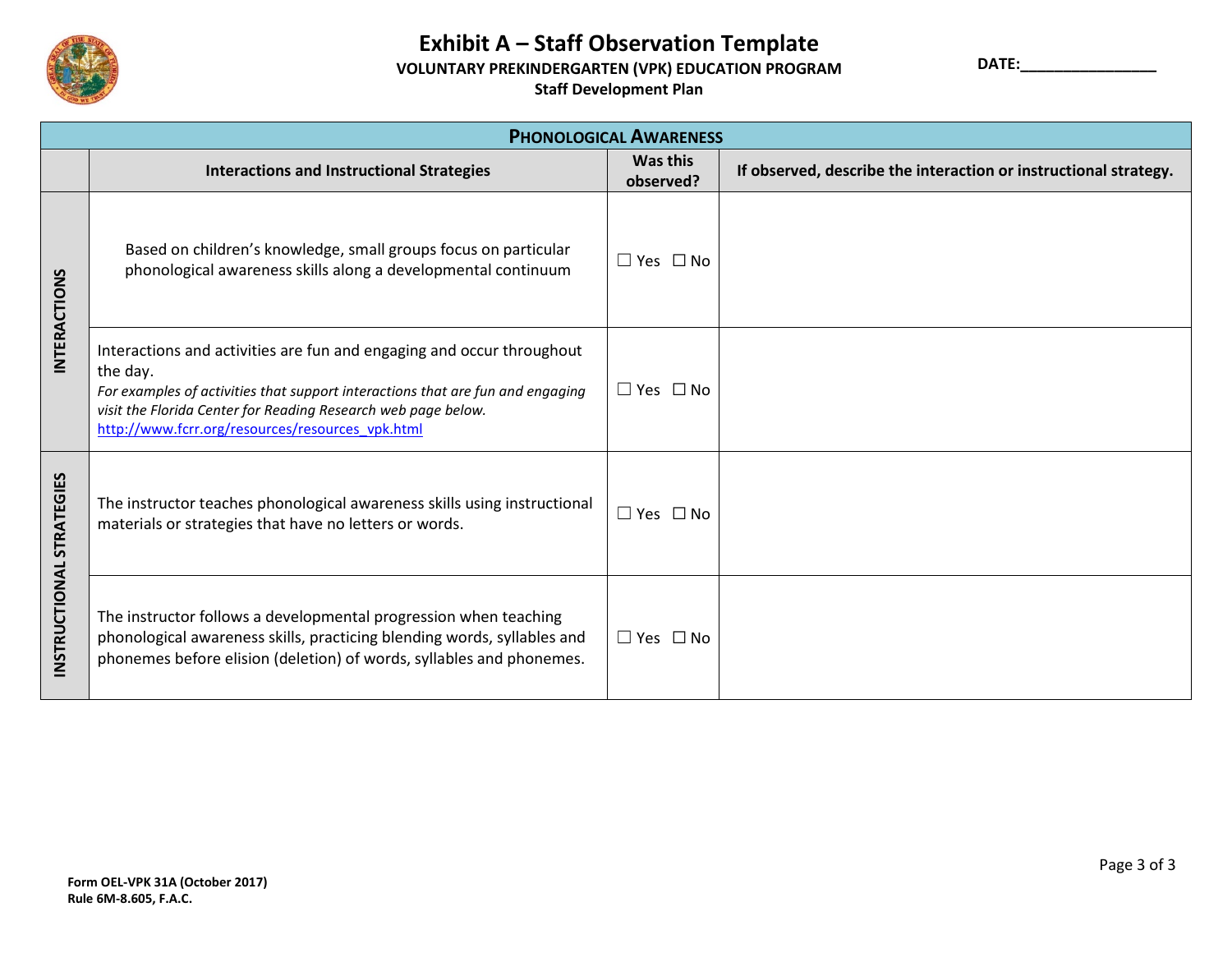# Exhibit A – Staff Observation Template

**VOLUNTARY PREKINDERGARTEN (VPK) EDUCATION PROGRAM**

**Staff Development Plan**

**DATE:**________________

| **PHONOLOGICAL AWARENESS** | | | |
|---|---|---|---|
| | **Interactions and Instructional Strategies** | **Was this observed?** | **If observed, describe the interaction or instructional strategy.** |
| **INTERACTIONS** | Based on children's knowledge, small groups focus on particular phonological awareness skills along a developmental continuum | ☐ Yes ☐ No | |
| **INTERACTIONS** | Interactions and activities are fun and engaging and occur throughout the day. *For examples of activities that support interactions that are fun and engaging visit the Florida Center for Reading Research web page below.* http://www.fcrr.org/resources/resources_vpk.html | ☐ Yes ☐ No | |
| **INSTRUCTIONAL STRATEGIES** | The instructor teaches phonological awareness skills using instructional materials or strategies that have no letters or words. | ☐ Yes ☐ No | |
| **INSTRUCTIONAL STRATEGIES** | The instructor follows a developmental progression when teaching phonological awareness skills, practicing blending words, syllables and phonemes before elision (deletion) of words, syllables and phonemes. | ☐ Yes ☐ No | |

**Form OEL-VPK 31A (October 2017)**
**Rule 6M-8.605, F.A.C.**